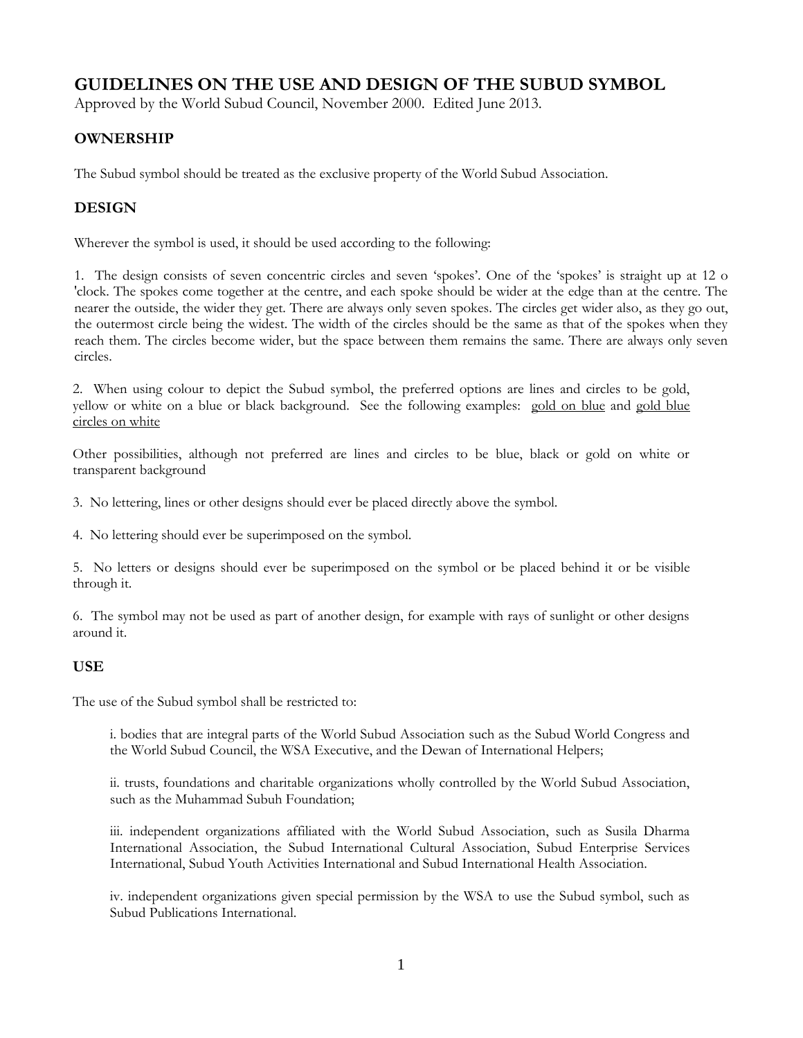# GUIDELINES ON THE USE AND DESIGN OF THE SUBUD SYMBOL

Approved by the World Subud Council, November 2000. Edited June 2013.

## OWNERSHIP

The Subud symbol should be treated as the exclusive property of the World Subud Association.

## DESIGN

Wherever the symbol is used, it should be used according to the following:

1. The design consists of seven concentric circles and seven 'spokes'. One of the 'spokes' is straight up at 12 o 'clock. The spokes come together at the centre, and each spoke should be wider at the edge than at the centre. The nearer the outside, the wider they get. There are always only seven spokes. The circles get wider also, as they go out, the outermost circle being the widest. The width of the circles should be the same as that of the spokes when they reach them. The circles become wider, but the space between them remains the same. There are always only seven circles.

2. When using colour to depict the Subud symbol, the preferred options are lines and circles to be gold, yellow or white on a blue or black background. See the following examples: gold on blue and gold blue circles on white

Other possibilities, although not preferred are lines and circles to be blue, black or gold on white or transparent background

3. No lettering, lines or other designs should ever be placed directly above the symbol.

4. No lettering should ever be superimposed on the symbol.

5. No letters or designs should ever be superimposed on the symbol or be placed behind it or be visible through it.

6. The symbol may not be used as part of another design, for example with rays of sunlight or other designs around it.

## USE

The use of the Subud symbol shall be restricted to:

i. bodies that are integral parts of the World Subud Association such as the Subud World Congress and the World Subud Council, the WSA Executive, and the Dewan of International Helpers;

ii. trusts, foundations and charitable organizations wholly controlled by the World Subud Association, such as the Muhammad Subuh Foundation;

iii. independent organizations affiliated with the World Subud Association, such as Susila Dharma International Association, the Subud International Cultural Association, Subud Enterprise Services International, Subud Youth Activities International and Subud International Health Association.

iv. independent organizations given special permission by the WSA to use the Subud symbol, such as Subud Publications International.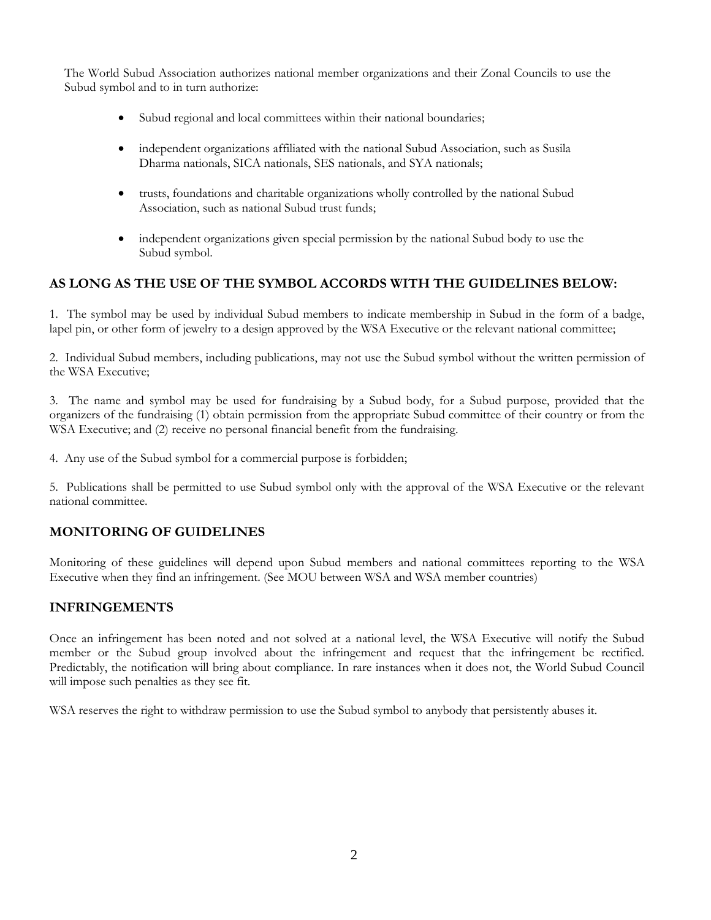The World Subud Association authorizes national member organizations and their Zonal Councils to use the Subud symbol and to in turn authorize:

- Subud regional and local committees within their national boundaries;
- independent organizations affiliated with the national Subud Association, such as Susila Dharma nationals, SICA nationals, SES nationals, and SYA nationals;
- trusts, foundations and charitable organizations wholly controlled by the national Subud Association, such as national Subud trust funds;
- independent organizations given special permission by the national Subud body to use the Subud symbol.

## AS LONG AS THE USE OF THE SYMBOL ACCORDS WITH THE GUIDELINES BELOW:

1. The symbol may be used by individual Subud members to indicate membership in Subud in the form of a badge, lapel pin, or other form of jewelry to a design approved by the WSA Executive or the relevant national committee;

2. Individual Subud members, including publications, may not use the Subud symbol without the written permission of the WSA Executive;

3. The name and symbol may be used for fundraising by a Subud body, for a Subud purpose, provided that the organizers of the fundraising (1) obtain permission from the appropriate Subud committee of their country or from the WSA Executive; and (2) receive no personal financial benefit from the fundraising.

4. Any use of the Subud symbol for a commercial purpose is forbidden;

5. Publications shall be permitted to use Subud symbol only with the approval of the WSA Executive or the relevant national committee.

## MONITORING OF GUIDELINES

Monitoring of these guidelines will depend upon Subud members and national committees reporting to the WSA Executive when they find an infringement. (See MOU between WSA and WSA member countries)

## INFRINGEMENTS

Once an infringement has been noted and not solved at a national level, the WSA Executive will notify the Subud member or the Subud group involved about the infringement and request that the infringement be rectified. Predictably, the notification will bring about compliance. In rare instances when it does not, the World Subud Council will impose such penalties as they see fit.

WSA reserves the right to withdraw permission to use the Subud symbol to anybody that persistently abuses it.